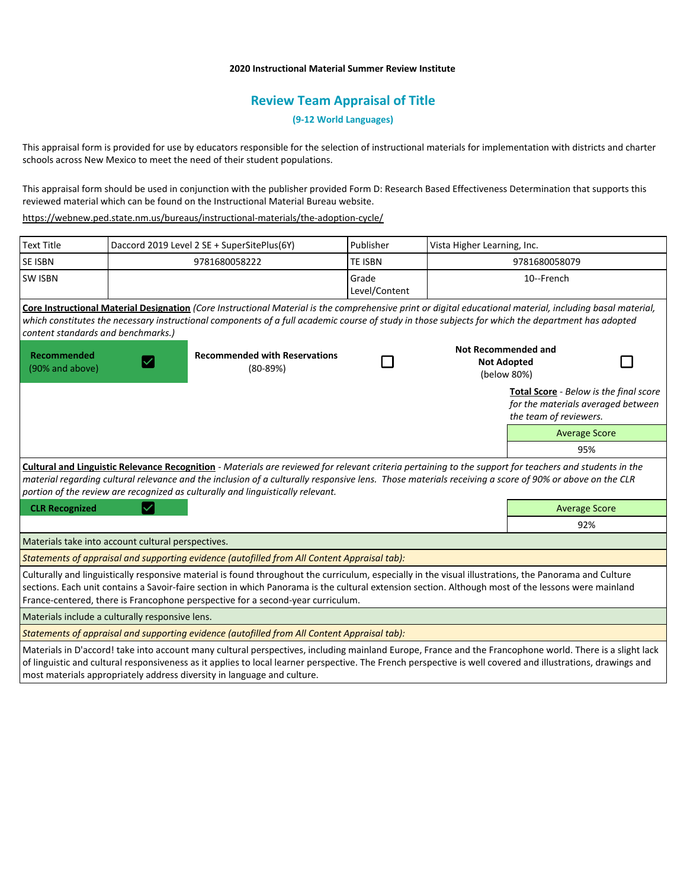**2020 Instructional Material Summer Review Institute**

## Review Team Appraisal of Title

**(9-12 World Languages)**

This appraisal form is provided for use by educators responsible for the selection of instructional materials for implementation with districts and charter schools across New Mexico to meet the need of their student populations.

This appraisal form should be used in conjunction with the publisher provided Form D: Research Based Effectiveness Determination that supports this reviewed material which can be found on the Instructional Material Bureau website.

https://webnew.ped.state.nm.us/bureaus/instructional-materials/the-adoption-cycle/

| Text Title | Daccord 2019 Level 2 SE + SuperSitePlus(6Y) | Publisher | Vista Higher Learning, Inc. |
|---|---|---|---|
| SE ISBN | 9781680058222 | TE ISBN | 9781680058079 |
| SW ISBN | | Grade Level/Content | 10--French |

**Core Instructional Material Designation** *(Core Instructional Material is the comprehensive print or digital educational material, including basal material, which constitutes the necessary instructional components of a full academic course of study in those subjects for which the department has adopted content standards and benchmarks.)*

| Recommended (90% and above) | ☑ | Recommended with Reservations (80-89%) | ☐ | Not Recommended and Not Adopted (below 80%) | ☐ |
|---|---|---|---|---|---|

**Total Score** - *Below is the final score for the materials averaged between the team of reviewers.*

| Average Score |
|---|
| 95% |

**Cultural and Linguistic Relevance Recognition** - *Materials are reviewed for relevant criteria pertaining to the support for teachers and students in the material regarding cultural relevance and the inclusion of a culturally responsive lens. Those materials receiving a score of 90% or above on the CLR portion of the review are recognized as culturally and linguistically relevant.*

| CLR Recognized | ☑ |
|---|---|

| Average Score |
|---|
| 92% |

Materials take into account cultural perspectives.

*Statements of appraisal and supporting evidence (autofilled from All Content Appraisal tab):*

Culturally and linguistically responsive material is found throughout the curriculum, especially in the visual illustrations, the Panorama and Culture sections. Each unit contains a Savoir-faire section in which Panorama is the cultural extension section. Although most of the lessons were mainland France-centered, there is Francophone perspective for a second-year curriculum.

Materials include a culturally responsive lens.

*Statements of appraisal and supporting evidence (autofilled from All Content Appraisal tab):*

Materials in D'accord! take into account many cultural perspectives, including mainland Europe, France and the Francophone world. There is a slight lack of linguistic and cultural responsiveness as it applies to local learner perspective. The French perspective is well covered and illustrations, drawings and most materials appropriately address diversity in language and culture.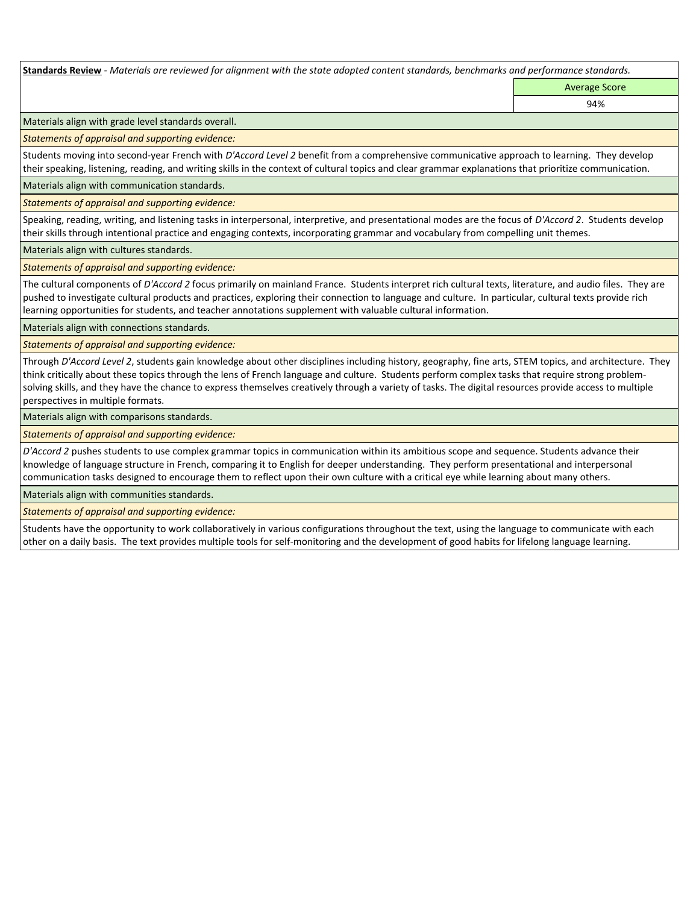**Standards Review** - *Materials are reviewed for alignment with the state adopted content standards, benchmarks and performance standards.*

| | Average Score |
|---|---|
| | 94% |

Materials align with grade level standards overall.

*Statements of appraisal and supporting evidence:*

Students moving into second-year French with *D'Accord Level 2* benefit from a comprehensive communicative approach to learning. They develop their speaking, listening, reading, and writing skills in the context of cultural topics and clear grammar explanations that prioritize communication.

Materials align with communication standards.

*Statements of appraisal and supporting evidence:*

Speaking, reading, writing, and listening tasks in interpersonal, interpretive, and presentational modes are the focus of *D'Accord 2*. Students develop their skills through intentional practice and engaging contexts, incorporating grammar and vocabulary from compelling unit themes.

Materials align with cultures standards.

*Statements of appraisal and supporting evidence:*

The cultural components of *D'Accord 2* focus primarily on mainland France. Students interpret rich cultural texts, literature, and audio files. They are pushed to investigate cultural products and practices, exploring their connection to language and culture. In particular, cultural texts provide rich learning opportunities for students, and teacher annotations supplement with valuable cultural information.

Materials align with connections standards.

*Statements of appraisal and supporting evidence:*

Through *D'Accord Level 2*, students gain knowledge about other disciplines including history, geography, fine arts, STEM topics, and architecture. They think critically about these topics through the lens of French language and culture. Students perform complex tasks that require strong problem-solving skills, and they have the chance to express themselves creatively through a variety of tasks. The digital resources provide access to multiple perspectives in multiple formats.

Materials align with comparisons standards.

*Statements of appraisal and supporting evidence:*

*D'Accord 2* pushes students to use complex grammar topics in communication within its ambitious scope and sequence. Students advance their knowledge of language structure in French, comparing it to English for deeper understanding. They perform presentational and interpersonal communication tasks designed to encourage them to reflect upon their own culture with a critical eye while learning about many others.

Materials align with communities standards.

*Statements of appraisal and supporting evidence:*

Students have the opportunity to work collaboratively in various configurations throughout the text, using the language to communicate with each other on a daily basis. The text provides multiple tools for self-monitoring and the development of good habits for lifelong language learning.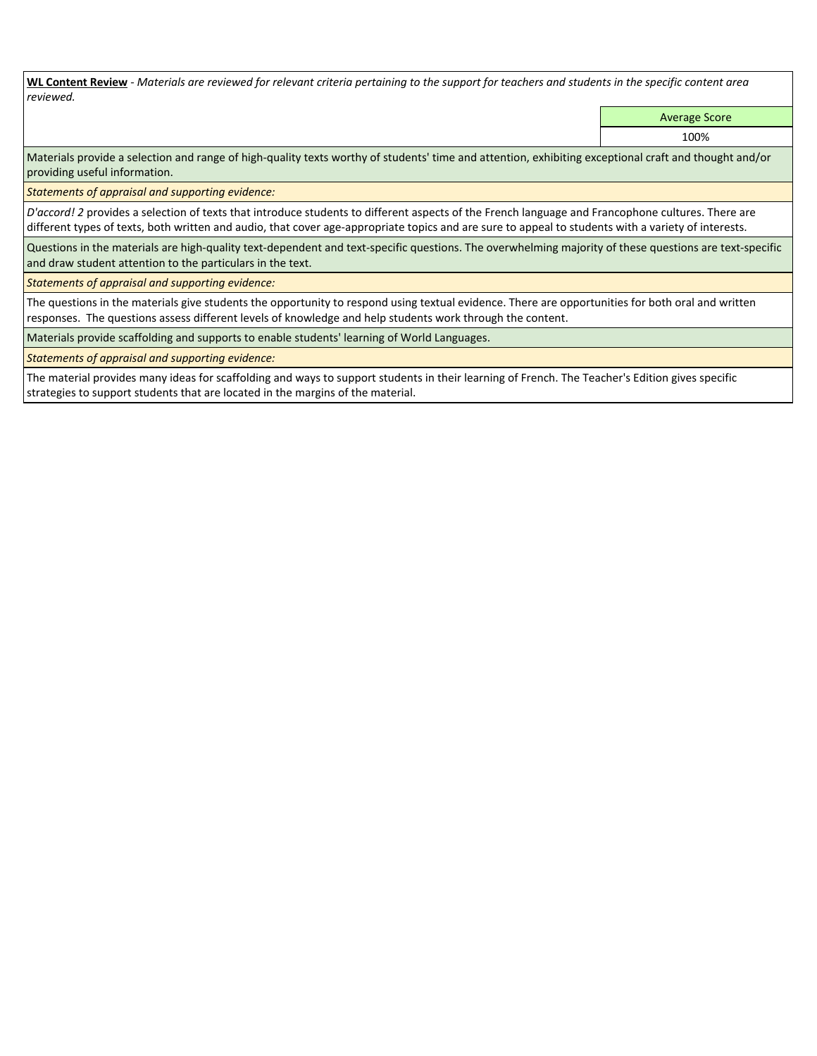**WL Content Review** - *Materials are reviewed for relevant criteria pertaining to the support for teachers and students in the specific content area reviewed.*

| | Average Score |
|---|---|
| | 100% |

Materials provide a selection and range of high-quality texts worthy of students' time and attention, exhibiting exceptional craft and thought and/or providing useful information.

*Statements of appraisal and supporting evidence:*

*D'accord! 2* provides a selection of texts that introduce students to different aspects of the French language and Francophone cultures. There are different types of texts, both written and audio, that cover age-appropriate topics and are sure to appeal to students with a variety of interests.

Questions in the materials are high-quality text-dependent and text-specific questions. The overwhelming majority of these questions are text-specific and draw student attention to the particulars in the text.

*Statements of appraisal and supporting evidence:*

The questions in the materials give students the opportunity to respond using textual evidence. There are opportunities for both oral and written responses. The questions assess different levels of knowledge and help students work through the content.

Materials provide scaffolding and supports to enable students' learning of World Languages.

*Statements of appraisal and supporting evidence:*

The material provides many ideas for scaffolding and ways to support students in their learning of French. The Teacher's Edition gives specific strategies to support students that are located in the margins of the material.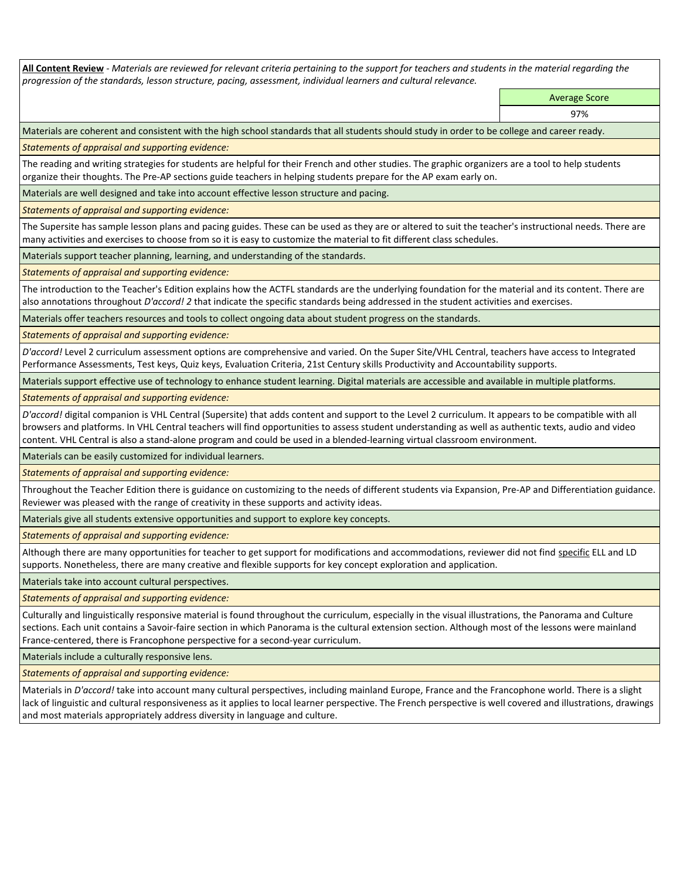**All Content Review** - *Materials are reviewed for relevant criteria pertaining to the support for teachers and students in the material regarding the progression of the standards, lesson structure, pacing, assessment, individual learners and cultural relevance.*

| | Average Score |
|---|---|
| | 97% |

Materials are coherent and consistent with the high school standards that all students should study in order to be college and career ready.

*Statements of appraisal and supporting evidence:*

The reading and writing strategies for students are helpful for their French and other studies. The graphic organizers are a tool to help students organize their thoughts. The Pre-AP sections guide teachers in helping students prepare for the AP exam early on.

Materials are well designed and take into account effective lesson structure and pacing.

*Statements of appraisal and supporting evidence:*

The Supersite has sample lesson plans and pacing guides. These can be used as they are or altered to suit the teacher's instructional needs. There are many activities and exercises to choose from so it is easy to customize the material to fit different class schedules.

Materials support teacher planning, learning, and understanding of the standards.

*Statements of appraisal and supporting evidence:*

The introduction to the Teacher's Edition explains how the ACTFL standards are the underlying foundation for the material and its content. There are also annotations throughout *D'accord! 2* that indicate the specific standards being addressed in the student activities and exercises.

Materials offer teachers resources and tools to collect ongoing data about student progress on the standards.

*Statements of appraisal and supporting evidence:*

*D'accord!* Level 2 curriculum assessment options are comprehensive and varied. On the Super Site/VHL Central, teachers have access to Integrated Performance Assessments, Test keys, Quiz keys, Evaluation Criteria, 21st Century skills Productivity and Accountability supports.

Materials support effective use of technology to enhance student learning. Digital materials are accessible and available in multiple platforms.

*Statements of appraisal and supporting evidence:*

*D'accord!* digital companion is VHL Central (Supersite) that adds content and support to the Level 2 curriculum. It appears to be compatible with all browsers and platforms. In VHL Central teachers will find opportunities to assess student understanding as well as authentic texts, audio and video content. VHL Central is also a stand-alone program and could be used in a blended-learning virtual classroom environment.

Materials can be easily customized for individual learners.

*Statements of appraisal and supporting evidence:*

Throughout the Teacher Edition there is guidance on customizing to the needs of different students via Expansion, Pre-AP and Differentiation guidance. Reviewer was pleased with the range of creativity in these supports and activity ideas.

Materials give all students extensive opportunities and support to explore key concepts.

*Statements of appraisal and supporting evidence:*

Although there are many opportunities for teacher to get support for modifications and accommodations, reviewer did not find specific ELL and LD supports. Nonetheless, there are many creative and flexible supports for key concept exploration and application.

Materials take into account cultural perspectives.

*Statements of appraisal and supporting evidence:*

Culturally and linguistically responsive material is found throughout the curriculum, especially in the visual illustrations, the Panorama and Culture sections. Each unit contains a Savoir-faire section in which Panorama is the cultural extension section. Although most of the lessons were mainland France-centered, there is Francophone perspective for a second-year curriculum.

Materials include a culturally responsive lens.

*Statements of appraisal and supporting evidence:*

Materials in *D'accord!* take into account many cultural perspectives, including mainland Europe, France and the Francophone world. There is a slight lack of linguistic and cultural responsiveness as it applies to local learner perspective. The French perspective is well covered and illustrations, drawings and most materials appropriately address diversity in language and culture.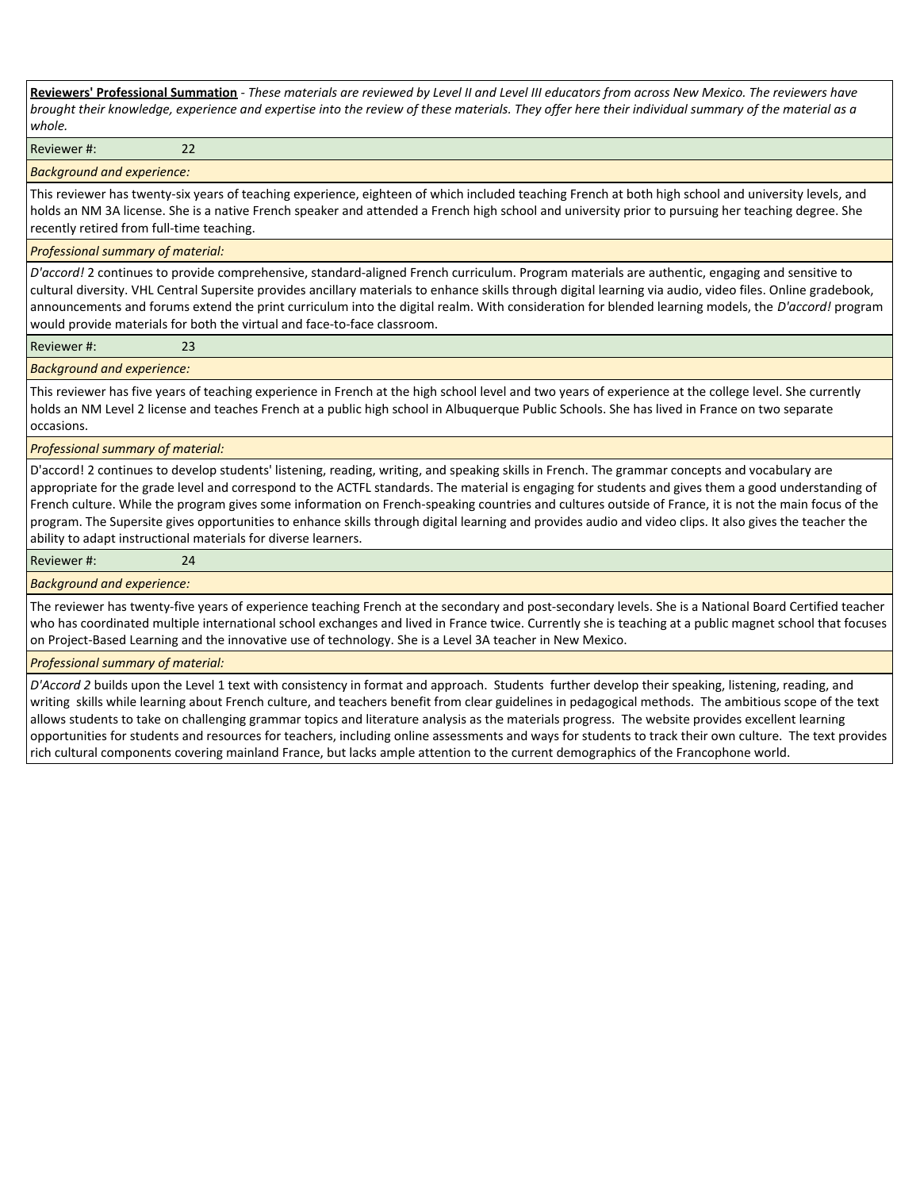**Reviewers' Professional Summation** - *These materials are reviewed by Level II and Level III educators from across New Mexico. The reviewers have brought their knowledge, experience and expertise into the review of these materials. They offer here their individual summary of the material as a whole.*

Reviewer #: 22

*Background and experience:*

This reviewer has twenty-six years of teaching experience, eighteen of which included teaching French at both high school and university levels, and holds an NM 3A license. She is a native French speaker and attended a French high school and university prior to pursuing her teaching degree. She recently retired from full-time teaching.

*Professional summary of material:*

*D'accord!* 2 continues to provide comprehensive, standard-aligned French curriculum. Program materials are authentic, engaging and sensitive to cultural diversity. VHL Central Supersite provides ancillary materials to enhance skills through digital learning via audio, video files. Online gradebook, announcements and forums extend the print curriculum into the digital realm. With consideration for blended learning models, the *D'accord!* program would provide materials for both the virtual and face-to-face classroom.

Reviewer #: 23

*Background and experience:*

This reviewer has five years of teaching experience in French at the high school level and two years of experience at the college level. She currently holds an NM Level 2 license and teaches French at a public high school in Albuquerque Public Schools. She has lived in France on two separate occasions.

*Professional summary of material:*

D'accord! 2 continues to develop students' listening, reading, writing, and speaking skills in French. The grammar concepts and vocabulary are appropriate for the grade level and correspond to the ACTFL standards. The material is engaging for students and gives them a good understanding of French culture. While the program gives some information on French-speaking countries and cultures outside of France, it is not the main focus of the program. The Supersite gives opportunities to enhance skills through digital learning and provides audio and video clips. It also gives the teacher the ability to adapt instructional materials for diverse learners.

Reviewer #: 24

*Background and experience:*

The reviewer has twenty-five years of experience teaching French at the secondary and post-secondary levels. She is a National Board Certified teacher who has coordinated multiple international school exchanges and lived in France twice. Currently she is teaching at a public magnet school that focuses on Project-Based Learning and the innovative use of technology. She is a Level 3A teacher in New Mexico.

*Professional summary of material:*

*D'Accord 2* builds upon the Level 1 text with consistency in format and approach. Students further develop their speaking, listening, reading, and writing skills while learning about French culture, and teachers benefit from clear guidelines in pedagogical methods. The ambitious scope of the text allows students to take on challenging grammar topics and literature analysis as the materials progress. The website provides excellent learning opportunities for students and resources for teachers, including online assessments and ways for students to track their own culture. The text provides rich cultural components covering mainland France, but lacks ample attention to the current demographics of the Francophone world.